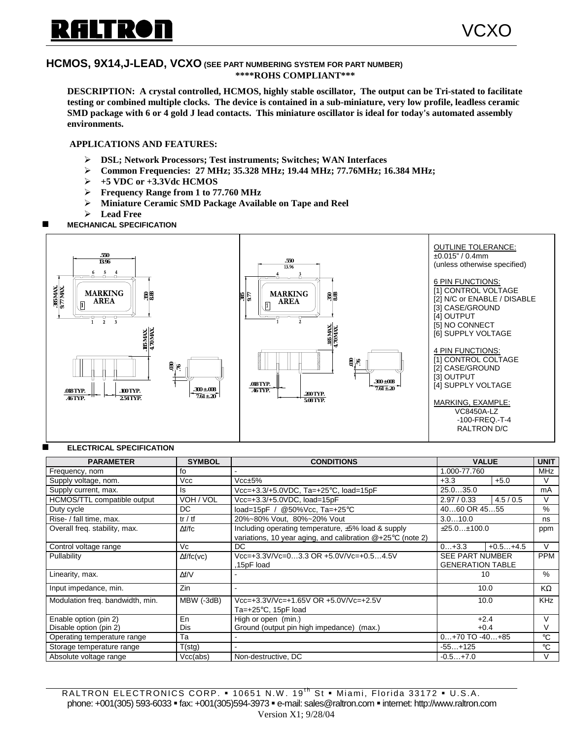# RALTRON

VCXO

## HCMOS, 9X14,J-LEAD, VCXO (SEE PART NUMBERING SYSTEM FOR PART NUMBER)

**\*\*\*\*ROHS COMPLIANT\*\*\***

**DESCRIPTION: A crystal controlled, HCMOS, highly stable oscillator, The output can be Tri-stated to facilitate testing or combined multiple clocks. The device is contained in a sub-miniature, very low profile, leadless ceramic SMD package with 6 or 4 gold J lead contacts. This miniature oscillator is ideal for today's automated assembly environments.**

**APPLICATIONS AND FEATURES:**

- **DSL; Network Processors; Test instruments; Switches; WAN Interfaces**
- **Common Frequencies: 27 MHz; 35.328 MHz; 19.44 MHz; 77.76MHz; 16.384 MHz;**
- **+5 VDC or +3.3Vdc HCMOS**
- **Frequency Range from 1 to 77.760 MHz**
- **Miniature Ceramic SMD Package Available on Tape and Reel**
- **Lead Free**

### MECHANICAL SPECIFICATION

.550 / 13.96; .365 MAX. / 9.77 MAX.; .350 / 8.88; MARKING AREA; .185 MAX. / 4.70 MAX.; .030 / .76; .018 TYP. / .46 TYP.; .100 TYP. / 2.54 TYP.; .300 ±.008 / 7.61 ±.20

.550 / 13.96; .365 / 9.77; .350 / 8.88; MARKING AREA; .185 MAX. / 4.70 MAX.; .030 / .76; .018 TYP. / .46 TYP.; .200 TYP. / 5.08 TYP.; .300 ±.008 / 7.61 ±.20

OUTLINE TOLERANCE:
±0.015" / 0.4mm
(unless otherwise specified)

6 PIN FUNCTIONS:
[1] CONTROL VOLTAGE
[2] N/C or ENABLE / DISABLE
[3] CASE/GROUND
[4] OUTPUT
[5] NO CONNECT
[6] SUPPLY VOLTAGE

4 PIN FUNCTIONS:
[1] CONTROL COLTAGE
[2] CASE/GROUND
[3] OUTPUT
[4] SUPPLY VOLTAGE

MARKING, EXAMPLE:
VC8450A-LZ
-100-FREQ.-T-4
RALTRON D/C

### ELECTRICAL SPECIFICATION

| PARAMETER | SYMBOL | CONDITIONS | VALUE | | UNIT |
|---|---|---|---|---|---|
| Frequency, nom | fo | - | 1.000-77.760 | | MHz |
| Supply voltage, nom. | Vcc | Vcc±5% | +3.3 | +5.0 | V |
| Supply current, max. | Is | Vcc=+3.3/+5.0VDC, Ta=+25°C, load=15pF | 25.0…35.0 | | mA |
| HCMOS/TTL compatible output | VOH / VOL | Vcc=+3.3/+5.0VDC, load=15pF | 2.97 / 0.33 | 4.5 / 0.5 | V |
| Duty cycle | DC | load=15pF / @50%Vcc, Ta=+25°C | 40…60 OR 45…55 | | % |
| Rise- / fall time, max. | tr / tf | 20%~80% Vout, 80%~20% Vout | 3.0…10.0 | | ns |
| Overall freq. stability, max. | Δf/fc | Including operating temperature, ±5% load & supply variations, 10 year aging, and calibration @+25°C (note 2) | ±25.0…±100.0 | | ppm |
| Control voltage range | Vc | DC | 0…+3.3 | +0.5…+4.5 | V |
| Pullability | Δf/fc(vc) | Vcc=+3.3V/Vc=0…3.3 OR +5.0V/Vc=+0.5…4.5V ,15pF load | SEE PART NUMBER GENERATION TABLE | | PPM |
| Linearity, max. | Δf/V | - | 10 | | % |
| Input impedance, min. | Zin | - | 10.0 | | KΩ |
| Modulation freq. bandwidth, min. | MBW (-3dB) | Vcc=+3.3V/Vc=+1.65V OR +5.0V/Vc=+2.5V Ta=+25°C, 15pF load | 10.0 | | KHz |
| Enable option (pin 2)<br>Disable option (pin 2) | En<br>Dis | High or open (min.)<br>Ground (output pin high impedance) (max.) | +2.4<br>+0.4 | | V<br>V |
| Operating temperature range | Ta | - | 0…+70 TO -40…+85 | | °C |
| Storage temperature range | T(stg) | - | -55…+125 | | °C |
| Absolute voltage range | Vcc(abs) | Non-destructive, DC | -0.5…+7.0 | | V |

RALTRON ELECTRONICS CORP. ▪ 10651 N.W. 19th St ▪ Miami, Florida 33172 ▪ U.S.A.
phone: +001(305) 593-6033 ▪ fax: +001(305)594-3973 ▪ e-mail: sales@raltron.com ▪ internet: http://www.raltron.com
Version X1; 9/28/04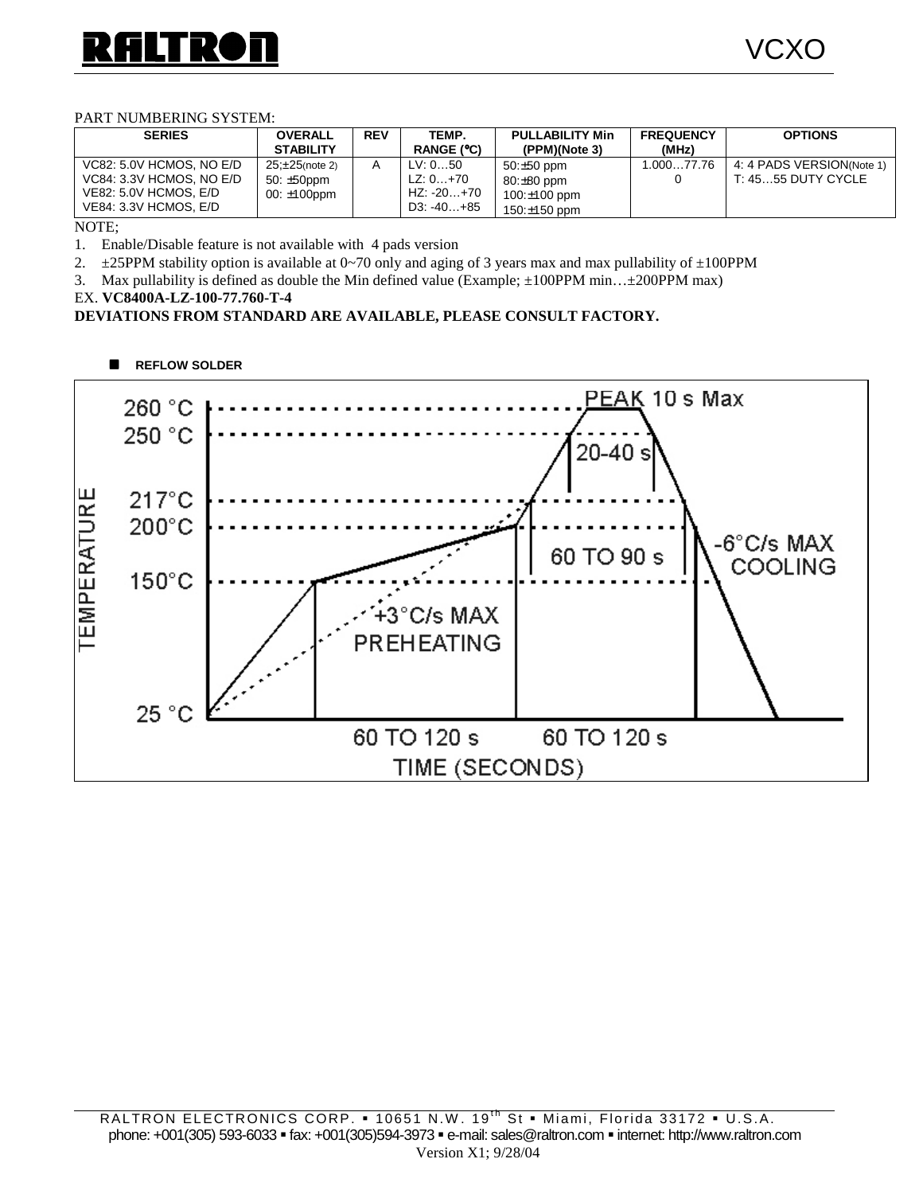PART NUMBERING SYSTEM:

| SERIES | OVERALL STABILITY | REV | TEMP. RANGE (°C) | PULLABILITY Min (PPM)(Note 3) | FREQUENCY (MHz) | OPTIONS |
|---|---|---|---|---|---|---|
| VC82: 5.0V HCMOS, NO E/D<br>VC84: 3.3V HCMOS, NO E/D<br>VE82: 5.0V HCMOS, E/D<br>VE84: 3.3V HCMOS, E/D | 25;±25(note 2)<br>50: ±50ppm<br>00: ±100ppm | A | LV: 0…50<br>LZ: 0…+70<br>HZ: -20…+70<br>D3: -40…+85 | 50:±50 ppm<br>80:±80 ppm<br>100:±100 ppm<br>150:±150 ppm | 1.000…77.760 | 4: 4 PADS VERSION(Note 1)<br>T: 45…55 DUTY CYCLE |

NOTE;

1. Enable/Disable feature is not available with 4 pads version
2. ±25PPM stability option is available at 0~70 only and aging of 3 years max and max pullability of ±100PPM
3. Max pullability is defined as double the Min defined value (Example; ±100PPM min…±200PPM max)

EX. **VC8400A-LZ-100-77.760-T-4**

**DEVIATIONS FROM STANDARD ARE AVAILABLE, PLEASE CONSULT FACTORY.**

## REFLOW SOLDER

260 °C
250 °C
217°C
200°C
150°C
25 °C
TEMPERATURE
PEAK 10 s Max
20-40 s
60 TO 90 s
-6°C/s MAX COOLING
+3°C/s MAX PREHEATING
60 TO 120 s
60 TO 120 s
TIME (SECONDS)

RALTRON ELECTRONICS CORP. ▪ 10651 N.W. 19th St ▪ Miami, Florida 33172 ▪ U.S.A.
phone: +001(305) 593-6033 ▪ fax: +001(305)594-3973 ▪ e-mail: sales@raltron.com ▪ internet: http://www.raltron.com
Version X1; 9/28/04